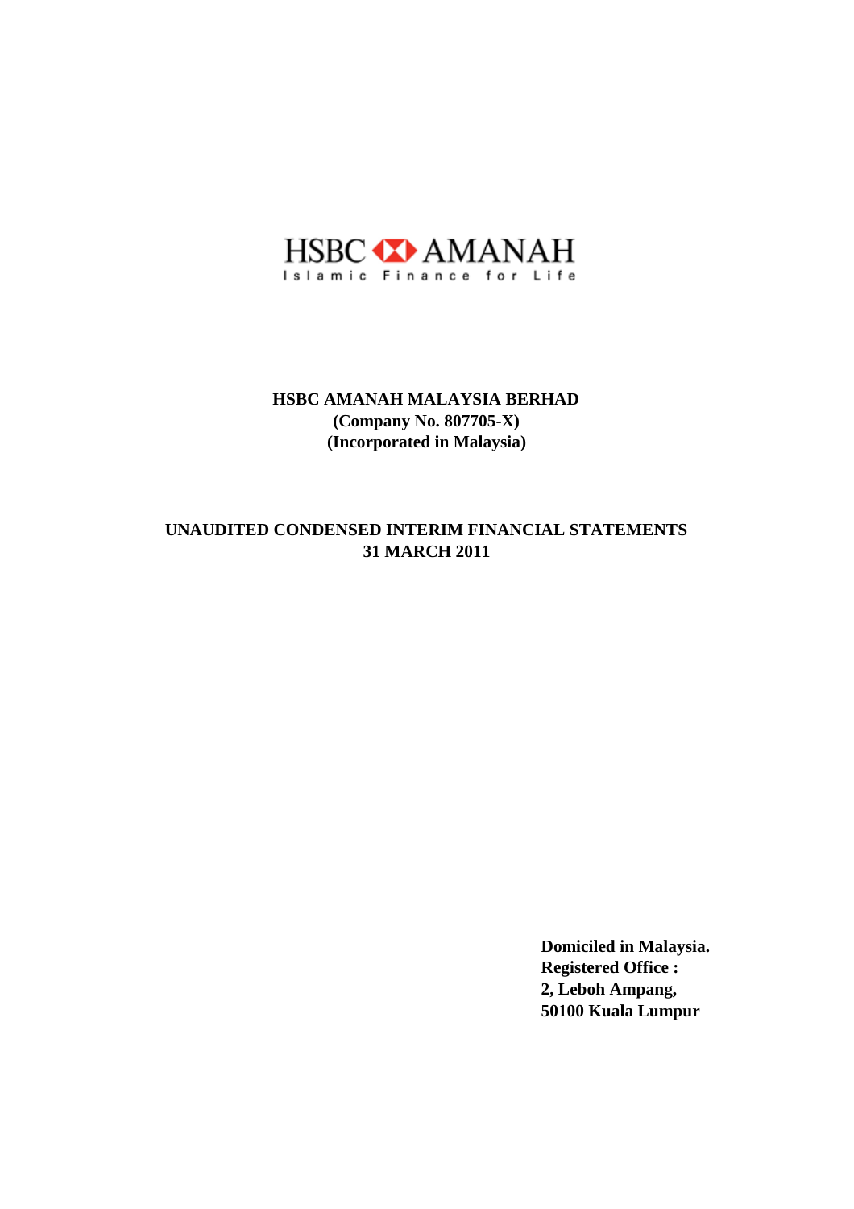HSBC AMANAH

Islamic Finance for Life

**HSBC AMANAH MALAYSIA BERHAD**
**(Company No. 807705-X)**
**(Incorporated in Malaysia)**

# UNAUDITED CONDENSED INTERIM FINANCIAL STATEMENTS
# 31 MARCH 2011

**Domiciled in Malaysia.**
**Registered Office :**
**2, Leboh Ampang,**
**50100 Kuala Lumpur**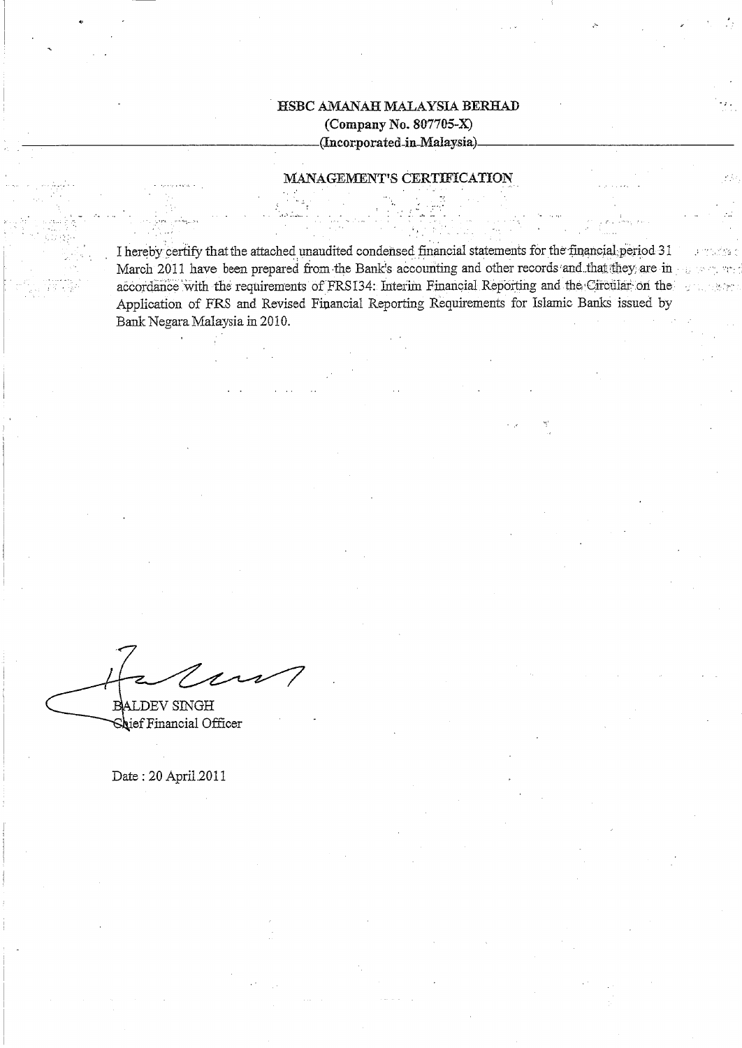**HSBC AMANAH MALAYSIA BERHAD**
**(Company No. 807705-X)**
**(Incorporated in Malaysia)**

## MANAGEMENT'S CERTIFICATION

I hereby certify that the attached unaudited condensed financial statements for the financial period 31 March 2011 have been prepared from the Bank's accounting and other records and that they are in accordance with the requirements of FRS134: Interim Financial Reporting and the Circular on the Application of FRS and Revised Financial Reporting Requirements for Islamic Banks issued by Bank Negara Malaysia in 2010.

BALDEV SINGH
Chief Financial Officer

Date : 20 April 2011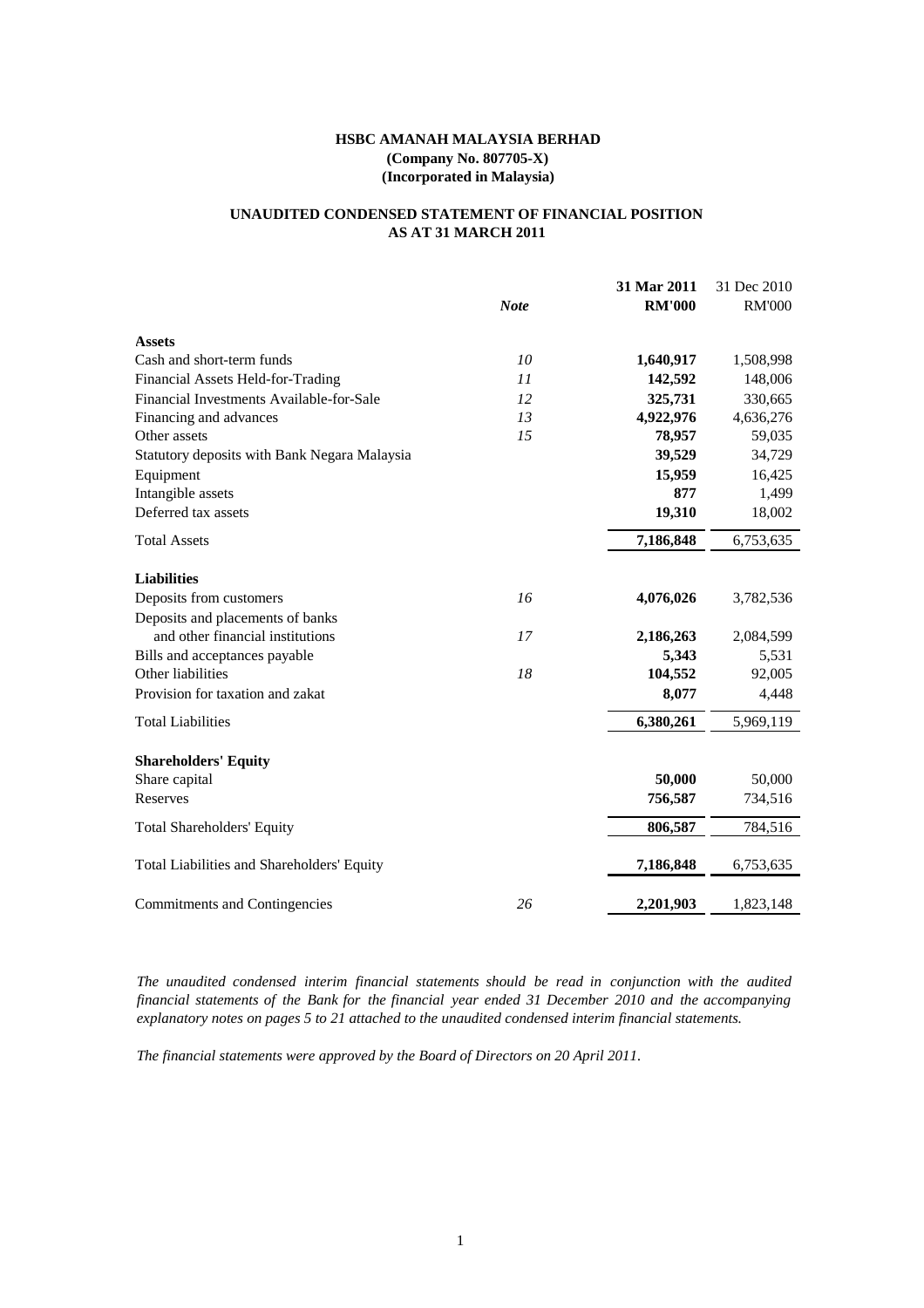**HSBC AMANAH MALAYSIA BERHAD**
**(Company No. 807705-X)**
**(Incorporated in Malaysia)**

**UNAUDITED CONDENSED STATEMENT OF FINANCIAL POSITION**
**AS AT 31 MARCH 2011**

| | *Note* | **31 Mar 2011 RM'000** | 31 Dec 2010 RM'000 |
|---|---|---|---|
| **Assets** | | | |
| Cash and short-term funds | *10* | **1,640,917** | 1,508,998 |
| Financial Assets Held-for-Trading | *11* | **142,592** | 148,006 |
| Financial Investments Available-for-Sale | *12* | **325,731** | 330,665 |
| Financing and advances | *13* | **4,922,976** | 4,636,276 |
| Other assets | *15* | **78,957** | 59,035 |
| Statutory deposits with Bank Negara Malaysia | | **39,529** | 34,729 |
| Equipment | | **15,959** | 16,425 |
| Intangible assets | | **877** | 1,499 |
| Deferred tax assets | | **19,310** | 18,002 |
| Total Assets | | **7,186,848** | 6,753,635 |
| **Liabilities** | | | |
| Deposits from customers | *16* | **4,076,026** | 3,782,536 |
| Deposits and placements of banks and other financial institutions | *17* | **2,186,263** | 2,084,599 |
| Bills and acceptances payable | | **5,343** | 5,531 |
| Other liabilities | *18* | **104,552** | 92,005 |
| Provision for taxation and zakat | | **8,077** | 4,448 |
| Total Liabilities | | **6,380,261** | 5,969,119 |
| **Shareholders' Equity** | | | |
| Share capital | | **50,000** | 50,000 |
| Reserves | | **756,587** | 734,516 |
| Total Shareholders' Equity | | **806,587** | 784,516 |
| Total Liabilities and Shareholders' Equity | | **7,186,848** | 6,753,635 |
| Commitments and Contingencies | *26* | **2,201,903** | 1,823,148 |

*The unaudited condensed interim financial statements should be read in conjunction with the audited financial statements of the Bank for the financial year ended 31 December 2010 and the accompanying explanatory notes on pages 5 to 21 attached to the unaudited condensed interim financial statements.*

*The financial statements were approved by the Board of Directors on 20 April 2011.*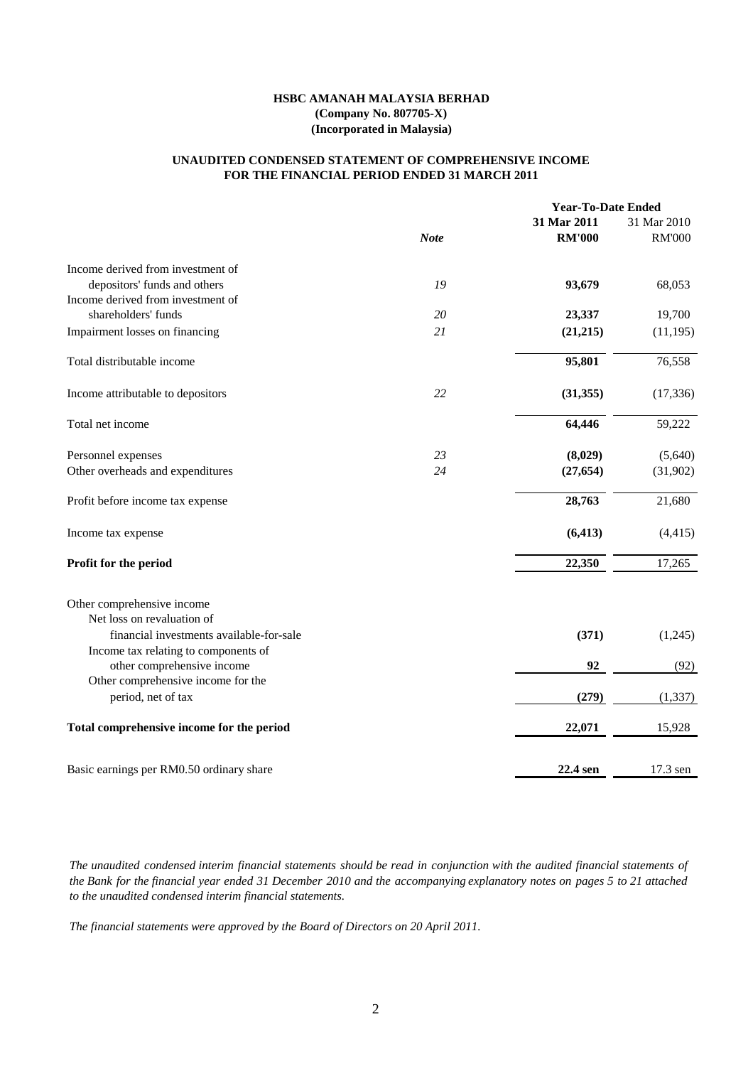**HSBC AMANAH MALAYSIA BERHAD**
**(Company No. 807705-X)**
**(Incorporated in Malaysia)**

**UNAUDITED CONDENSED STATEMENT OF COMPREHENSIVE INCOME**
**FOR THE FINANCIAL PERIOD ENDED 31 MARCH 2011**

| | *Note* | **Year-To-Date Ended** **31 Mar 2011** **RM'000** | 31 Mar 2010 RM'000 |
|---|---|---|---|
| Income derived from investment of depositors' funds and others | *19* | **93,679** | 68,053 |
| Income derived from investment of shareholders' funds | *20* | **23,337** | 19,700 |
| Impairment losses on financing | *21* | **(21,215)** | (11,195) |
| Total distributable income | | **95,801** | 76,558 |
| Income attributable to depositors | *22* | **(31,355)** | (17,336) |
| Total net income | | **64,446** | 59,222 |
| Personnel expenses | *23* | **(8,029)** | (5,640) |
| Other overheads and expenditures | *24* | **(27,654)** | (31,902) |
| Profit before income tax expense | | **28,763** | 21,680 |
| Income tax expense | | **(6,413)** | (4,415) |
| **Profit for the period** | | **22,350** | 17,265 |
| Other comprehensive income | | | |
| Net loss on revaluation of financial investments available-for-sale | | **(371)** | (1,245) |
| Income tax relating to components of other comprehensive income | | **92** | (92) |
| Other comprehensive income for the period, net of tax | | **(279)** | (1,337) |
| **Total comprehensive income for the period** | | **22,071** | 15,928 |
| Basic earnings per RM0.50 ordinary share | | **22.4 sen** | 17.3 sen |

*The unaudited condensed interim financial statements should be read in conjunction with the audited financial statements of the Bank for the financial year ended 31 December 2010 and the accompanying explanatory notes on pages 5 to 21 attached to the unaudited condensed interim financial statements.*

*The financial statements were approved by the Board of Directors on 20 April 2011.*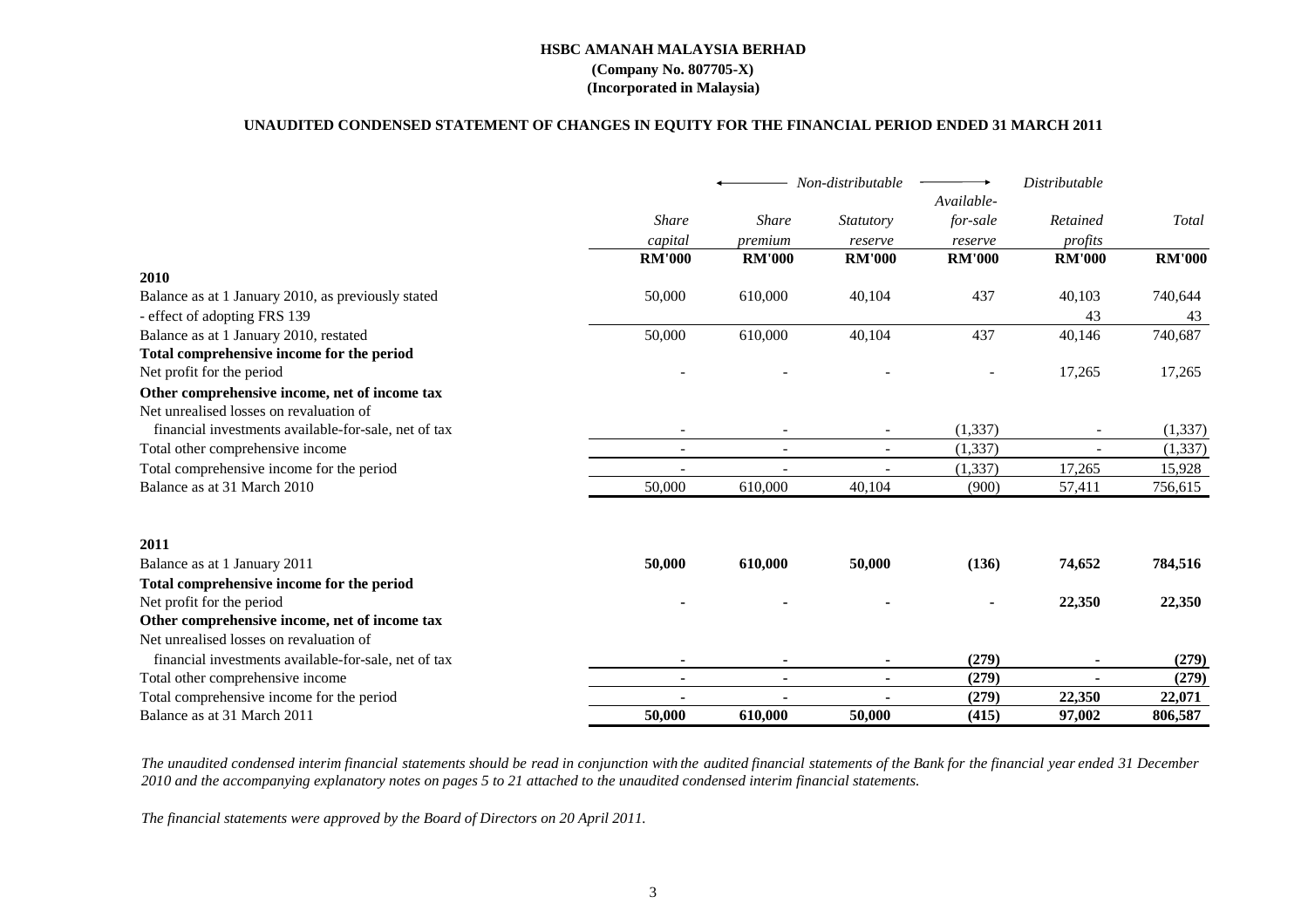**HSBC AMANAH MALAYSIA BERHAD**
**(Company No. 807705-X)**
**(Incorporated in Malaysia)**

**UNAUDITED CONDENSED STATEMENT OF CHANGES IN EQUITY FOR THE FINANCIAL PERIOD ENDED 31 MARCH 2011**

| | ← *Non-distributable* | | | → | *Distributable* | |
|---|---|---|---|---|---|---|
| | *Share capital* | *Share premium* | *Statutory reserve* | *Available-for-sale reserve* | *Retained profits* | *Total* |
| | **RM'000** | **RM'000** | **RM'000** | **RM'000** | **RM'000** | **RM'000** |
| **2010** | | | | | | |
| Balance as at 1 January 2010, as previously stated | 50,000 | 610,000 | 40,104 | 437 | 40,103 | 740,644 |
| - effect of adopting FRS 139 | | | | | 43 | 43 |
| Balance as at 1 January 2010, restated | 50,000 | 610,000 | 40,104 | 437 | 40,146 | 740,687 |
| **Total comprehensive income for the period** | | | | | | |
| Net profit for the period | - | - | - | - | 17,265 | 17,265 |
| **Other comprehensive income, net of income tax** | | | | | | |
| Net unrealised losses on revaluation of financial investments available-for-sale, net of tax | - | - | - | (1,337) | - | (1,337) |
| Total other comprehensive income | - | - | - | (1,337) | - | (1,337) |
| Total comprehensive income for the period | - | - | - | (1,337) | 17,265 | 15,928 |
| Balance as at 31 March 2010 | 50,000 | 610,000 | 40,104 | (900) | 57,411 | 756,615 |
| | | | | | | |
| **2011** | | | | | | |
| Balance as at 1 January 2011 | **50,000** | **610,000** | **50,000** | **(136)** | **74,652** | **784,516** |
| **Total comprehensive income for the period** | | | | | | |
| Net profit for the period | **-** | **-** | **-** | **-** | **22,350** | **22,350** |
| **Other comprehensive income, net of income tax** | | | | | | |
| Net unrealised losses on revaluation of financial investments available-for-sale, net of tax | **-** | **-** | **-** | **(279)** | **-** | **(279)** |
| Total other comprehensive income | **-** | **-** | **-** | **(279)** | **-** | **(279)** |
| Total comprehensive income for the period | **-** | **-** | **-** | **(279)** | **22,350** | **22,071** |
| Balance as at 31 March 2011 | **50,000** | **610,000** | **50,000** | **(415)** | **97,002** | **806,587** |

*The unaudited condensed interim financial statements should be read in conjunction with the audited financial statements of the Bank for the financial year ended 31 December 2010 and the accompanying explanatory notes on pages 5 to 21 attached to the unaudited condensed interim financial statements.*

*The financial statements were approved by the Board of Directors on 20 April 2011.*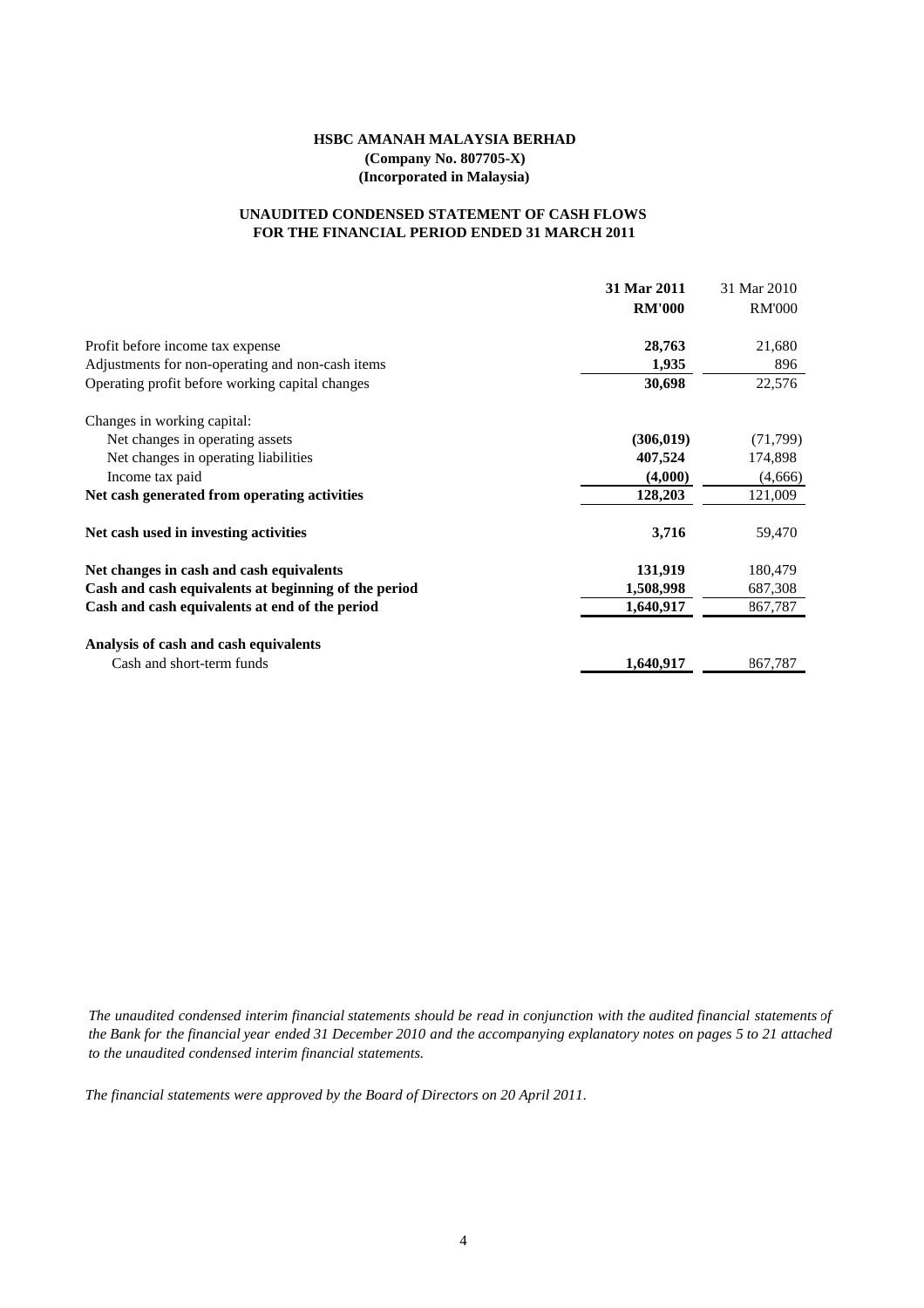**HSBC AMANAH MALAYSIA BERHAD**
**(Company No. 807705-X)**
**(Incorporated in Malaysia)**

**UNAUDITED CONDENSED STATEMENT OF CASH FLOWS**
**FOR THE FINANCIAL PERIOD ENDED 31 MARCH 2011**

| | **31 Mar 2011** | 31 Mar 2010 |
|---|---|---|
| | **RM'000** | RM'000 |
| Profit before income tax expense | **28,763** | 21,680 |
| Adjustments for non-operating and non-cash items | **1,935** | 896 |
| Operating profit before working capital changes | **30,698** | 22,576 |
| Changes in working capital: | | |
| Net changes in operating assets | **(306,019)** | (71,799) |
| Net changes in operating liabilities | **407,524** | 174,898 |
| Income tax paid | **(4,000)** | (4,666) |
| **Net cash generated from operating activities** | **128,203** | 121,009 |
| **Net cash used in investing activities** | **3,716** | 59,470 |
| **Net changes in cash and cash equivalents** | **131,919** | 180,479 |
| **Cash and cash equivalents at beginning of the period** | **1,508,998** | 687,308 |
| **Cash and cash equivalents at end of the period** | **1,640,917** | 867,787 |
| **Analysis of cash and cash equivalents** | | |
| Cash and short-term funds | **1,640,917** | 867,787 |

*The unaudited condensed interim financial statements should be read in conjunction with the audited financial statements of the Bank for the financial year ended 31 December 2010 and the accompanying explanatory notes on pages 5 to 21 attached to the unaudited condensed interim financial statements.*

*The financial statements were approved by the Board of Directors on 20 April 2011.*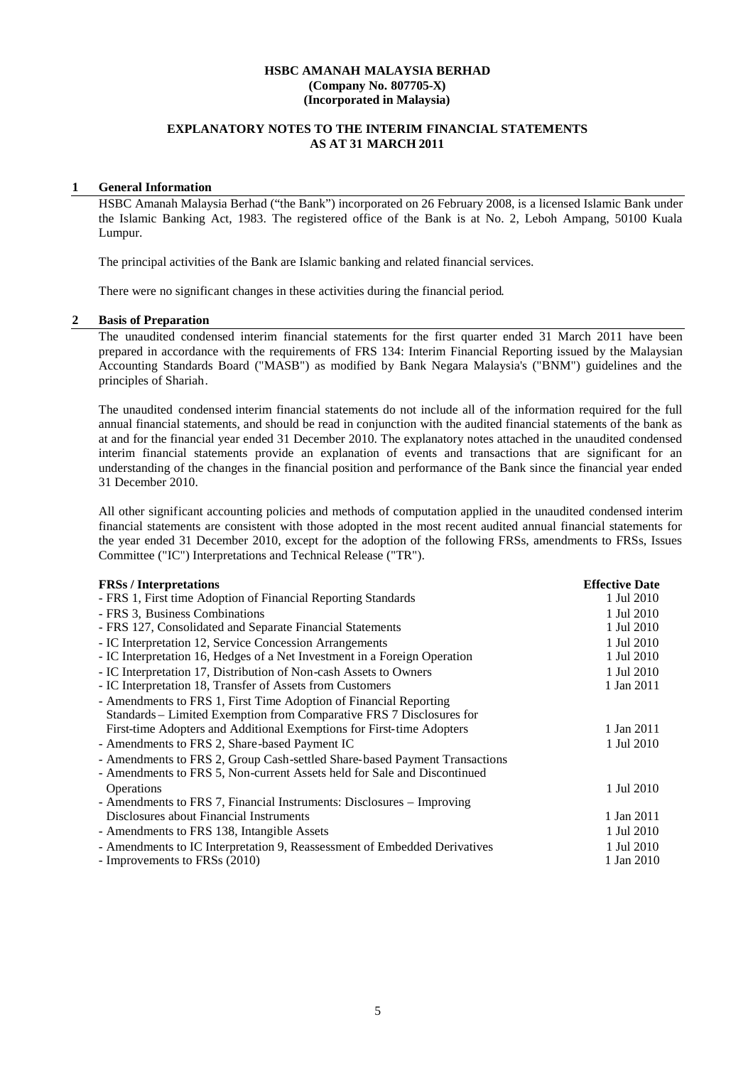**HSBC AMANAH MALAYSIA BERHAD**
**(Company No. 807705-X)**
**(Incorporated in Malaysia)**

**EXPLANATORY NOTES TO THE INTERIM FINANCIAL STATEMENTS**
**AS AT 31 MARCH 2011**

## 1 General Information

HSBC Amanah Malaysia Berhad ("the Bank") incorporated on 26 February 2008, is a licensed Islamic Bank under the Islamic Banking Act, 1983. The registered office of the Bank is at No. 2, Leboh Ampang, 50100 Kuala Lumpur.

The principal activities of the Bank are Islamic banking and related financial services.

There were no significant changes in these activities during the financial period.

## 2 Basis of Preparation

The unaudited condensed interim financial statements for the first quarter ended 31 March 2011 have been prepared in accordance with the requirements of FRS 134: Interim Financial Reporting issued by the Malaysian Accounting Standards Board ("MASB") as modified by Bank Negara Malaysia's ("BNM") guidelines and the principles of Shariah.

The unaudited condensed interim financial statements do not include all of the information required for the full annual financial statements, and should be read in conjunction with the audited financial statements of the bank as at and for the financial year ended 31 December 2010. The explanatory notes attached in the unaudited condensed interim financial statements provide an explanation of events and transactions that are significant for an understanding of the changes in the financial position and performance of the Bank since the financial year ended 31 December 2010.

All other significant accounting policies and methods of computation applied in the unaudited condensed interim financial statements are consistent with those adopted in the most recent audited annual financial statements for the year ended 31 December 2010, except for the adoption of the following FRSs, amendments to FRSs, Issues Committee ("IC") Interpretations and Technical Release ("TR").

| **FRSs / Interpretations** | **Effective Date** |
|---|---|
| - FRS 1, First time Adoption of Financial Reporting Standards | 1 Jul 2010 |
| - FRS 3, Business Combinations | 1 Jul 2010 |
| - FRS 127, Consolidated and Separate Financial Statements | 1 Jul 2010 |
| - IC Interpretation 12, Service Concession Arrangements | 1 Jul 2010 |
| - IC Interpretation 16, Hedges of a Net Investment in a Foreign Operation | 1 Jul 2010 |
| - IC Interpretation 17, Distribution of Non-cash Assets to Owners | 1 Jul 2010 |
| - IC Interpretation 18, Transfer of Assets from Customers | 1 Jan 2011 |
| - Amendments to FRS 1, First Time Adoption of Financial Reporting Standards – Limited Exemption from Comparative FRS 7 Disclosures for First-time Adopters and Additional Exemptions for First-time Adopters | 1 Jan 2011 |
| - Amendments to FRS 2, Share-based Payment IC | 1 Jul 2010 |
| - Amendments to FRS 2, Group Cash-settled Share-based Payment Transactions | |
| - Amendments to FRS 5, Non-current Assets held for Sale and Discontinued Operations | 1 Jul 2010 |
| - Amendments to FRS 7, Financial Instruments: Disclosures – Improving Disclosures about Financial Instruments | 1 Jan 2011 |
| - Amendments to FRS 138, Intangible Assets | 1 Jul 2010 |
| - Amendments to IC Interpretation 9, Reassessment of Embedded Derivatives | 1 Jul 2010 |
| - Improvements to FRSs (2010) | 1 Jan 2010 |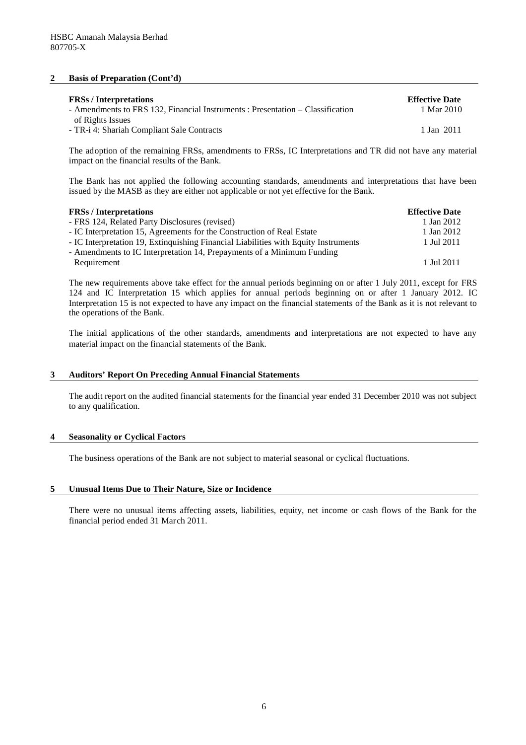HSBC Amanah Malaysia Berhad
807705-X

## 2 Basis of Preparation (Cont'd)

| FRSs / Interpretations | Effective Date |
|---|---|
| - Amendments to FRS 132, Financial Instruments : Presentation – Classification of Rights Issues | 1 Mar 2010 |
| - TR-i 4: Shariah Compliant Sale Contracts | 1 Jan 2011 |

The adoption of the remaining FRSs, amendments to FRSs, IC Interpretations and TR did not have any material impact on the financial results of the Bank.

The Bank has not applied the following accounting standards, amendments and interpretations that have been issued by the MASB as they are either not applicable or not yet effective for the Bank.

| FRSs / Interpretations | Effective Date |
|---|---|
| - FRS 124, Related Party Disclosures (revised) | 1 Jan 2012 |
| - IC Interpretation 15, Agreements for the Construction of Real Estate | 1 Jan 2012 |
| - IC Interpretation 19, Extinquishing Financial Liabilities with Equity Instruments | 1 Jul 2011 |
| - Amendments to IC Interpretation 14, Prepayments of a Minimum Funding Requirement | 1 Jul 2011 |

The new requirements above take effect for the annual periods beginning on or after 1 July 2011, except for FRS 124 and IC Interpretation 15 which applies for annual periods beginning on or after 1 January 2012. IC Interpretation 15 is not expected to have any impact on the financial statements of the Bank as it is not relevant to the operations of the Bank.

The initial applications of the other standards, amendments and interpretations are not expected to have any material impact on the financial statements of the Bank.

## 3 Auditors' Report On Preceding Annual Financial Statements

The audit report on the audited financial statements for the financial year ended 31 December 2010 was not subject to any qualification.

## 4 Seasonality or Cyclical Factors

The business operations of the Bank are not subject to material seasonal or cyclical fluctuations.

## 5 Unusual Items Due to Their Nature, Size or Incidence

There were no unusual items affecting assets, liabilities, equity, net income or cash flows of the Bank for the financial period ended 31 March 2011.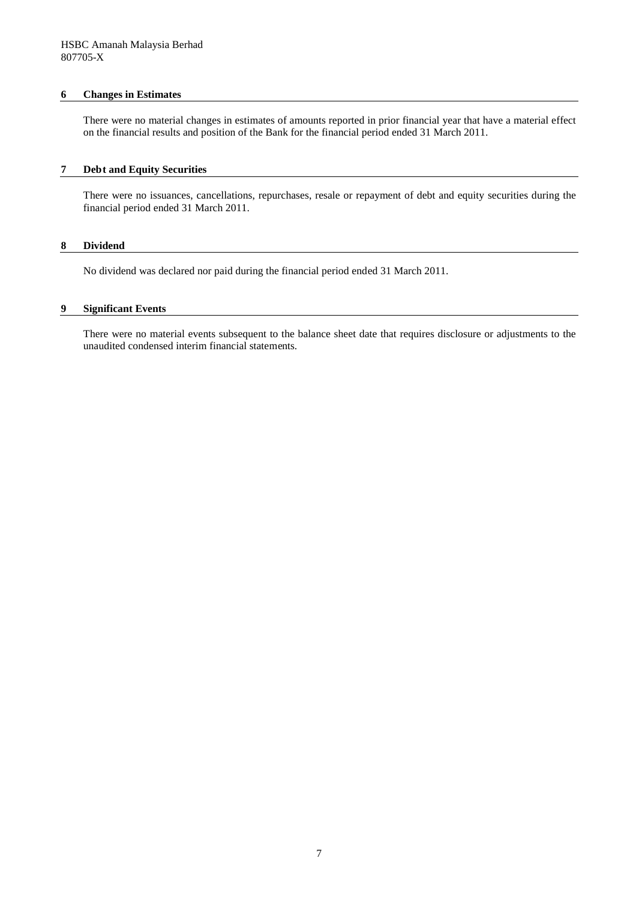## 6 Changes in Estimates

There were no material changes in estimates of amounts reported in prior financial year that have a material effect on the financial results and position of the Bank for the financial period ended 31 March 2011.

## 7 Debt and Equity Securities

There were no issuances, cancellations, repurchases, resale or repayment of debt and equity securities during the financial period ended 31 March 2011.

## 8 Dividend

No dividend was declared nor paid during the financial period ended 31 March 2011.

## 9 Significant Events

There were no material events subsequent to the balance sheet date that requires disclosure or adjustments to the unaudited condensed interim financial statements.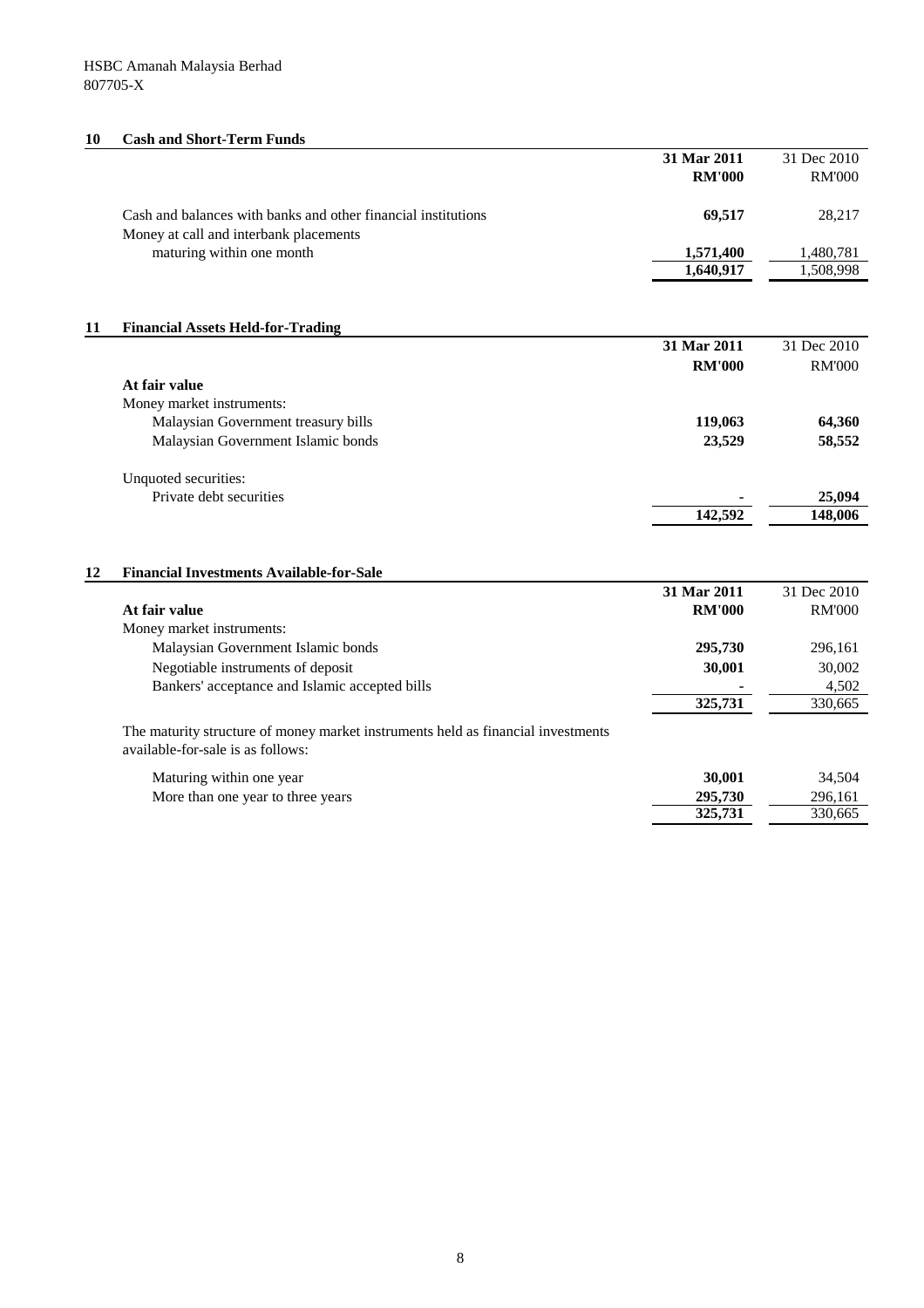HSBC Amanah Malaysia Berhad
807705-X

## 10 Cash and Short-Term Funds

| | 31 Mar 2011 | 31 Dec 2010 |
|---|---|---|
| | RM'000 | RM'000 |
| Cash and balances with banks and other financial institutions | 69,517 | 28,217 |
| Money at call and interbank placements maturing within one month | 1,571,400 | 1,480,781 |
| | 1,640,917 | 1,508,998 |

## 11 Financial Assets Held-for-Trading

| | 31 Mar 2011 | 31 Dec 2010 |
|---|---|---|
| | RM'000 | RM'000 |
| **At fair value** | | |
| Money market instruments: | | |
| Malaysian Government treasury bills | 119,063 | 64,360 |
| Malaysian Government Islamic bonds | 23,529 | 58,552 |
| Unquoted securities: | | |
| Private debt securities | - | 25,094 |
| | 142,592 | 148,006 |

## 12 Financial Investments Available-for-Sale

| | 31 Mar 2011 | 31 Dec 2010 |
|---|---|---|
| **At fair value** | RM'000 | RM'000 |
| Money market instruments: | | |
| Malaysian Government Islamic bonds | 295,730 | 296,161 |
| Negotiable instruments of deposit | 30,001 | 30,002 |
| Bankers' acceptance and Islamic accepted bills | - | 4,502 |
| | 325,731 | 330,665 |

The maturity structure of money market instruments held as financial investments available-for-sale is as follows:

| | 31 Mar 2011 | 31 Dec 2010 |
|---|---|---|
| Maturing within one year | 30,001 | 34,504 |
| More than one year to three years | 295,730 | 296,161 |
| | 325,731 | 330,665 |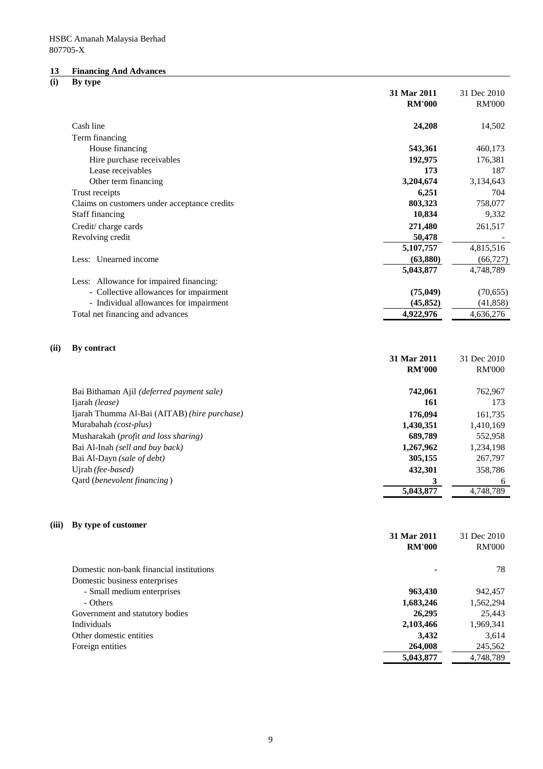HSBC Amanah Malaysia Berhad
807705-X

## 13 Financing And Advances

### (i) By type

| | 31 Mar 2011 RM'000 | 31 Dec 2010 RM'000 |
|---|---|---|
| Cash line | **24,208** | 14,502 |
| Term financing | | |
| House financing | **543,361** | 460,173 |
| Hire purchase receivables | **192,975** | 176,381 |
| Lease receivables | **173** | 187 |
| Other term financing | **3,204,674** | 3,134,643 |
| Trust receipts | **6,251** | 704 |
| Claims on customers under acceptance credits | **803,323** | 758,077 |
| Staff financing | **10,834** | 9,332 |
| Credit/ charge cards | **271,480** | 261,517 |
| Revolving credit | **50,478** | - |
| | **5,107,757** | 4,815,516 |
| Less: Unearned income | **(63,880)** | (66,727) |
| | **5,043,877** | 4,748,789 |
| Less: Allowance for impaired financing: | | |
| - Collective allowances for impairment | **(75,049)** | (70,655) |
| - Individual allowances for impairment | **(45,852)** | (41,858) |
| Total net financing and advances | **4,922,976** | 4,636,276 |

### (ii) By contract

| | 31 Mar 2011 RM'000 | 31 Dec 2010 RM'000 |
|---|---|---|
| Bai Bithaman Ajil *(deferred payment sale)* | **742,061** | 762,967 |
| Ijarah *(lease)* | **161** | 173 |
| Ijarah Thumma Al-Bai (AITAB) *(hire purchase)* | **176,094** | 161,735 |
| Murabahah *(cost-plus)* | **1,430,351** | 1,410,169 |
| Musharakah (*profit and loss sharing)* | **689,789** | 552,958 |
| Bai Al-Inah *(sell and buy back)* | **1,267,962** | 1,234,198 |
| Bai Al-Dayn *(sale of debt)* | **305,155** | 267,797 |
| Ujrah *(fee-based)* | **432,301** | 358,786 |
| Qard (*benevolent financing*) | **3** | 6 |
| | **5,043,877** | 4,748,789 |

### (iii) By type of customer

| | 31 Mar 2011 RM'000 | 31 Dec 2010 RM'000 |
|---|---|---|
| Domestic non-bank financial institutions | **-** | 78 |
| Domestic business enterprises | | |
| - Small medium enterprises | **963,430** | 942,457 |
| - Others | **1,683,246** | 1,562,294 |
| Government and statutory bodies | **26,295** | 25,443 |
| Individuals | **2,103,466** | 1,969,341 |
| Other domestic entities | **3,432** | 3,614 |
| Foreign entities | **264,008** | 245,562 |
| | **5,043,877** | 4,748,789 |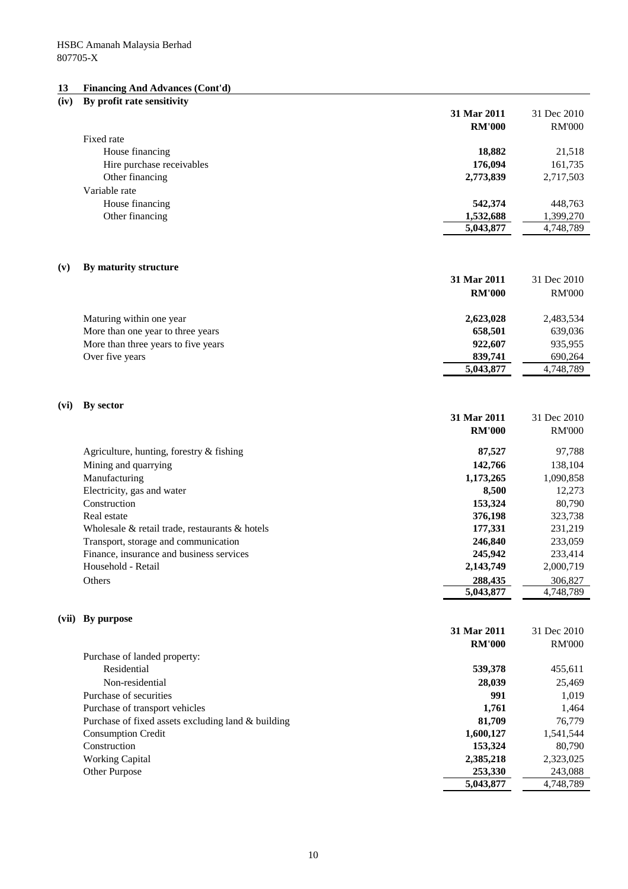HSBC Amanah Malaysia Berhad
807705-X

## 13 Financing And Advances (Cont'd)

### (iv) By profit rate sensitivity

| | 31 Mar 2011 RM'000 | 31 Dec 2010 RM'000 |
|---|---|---|
| Fixed rate | | |
| House financing | **18,882** | 21,518 |
| Hire purchase receivables | **176,094** | 161,735 |
| Other financing | **2,773,839** | 2,717,503 |
| Variable rate | | |
| House financing | **542,374** | 448,763 |
| Other financing | **1,532,688** | 1,399,270 |
| | **5,043,877** | 4,748,789 |

### (v) By maturity structure

| | 31 Mar 2011 RM'000 | 31 Dec 2010 RM'000 |
|---|---|---|
| Maturing within one year | **2,623,028** | 2,483,534 |
| More than one year to three years | **658,501** | 639,036 |
| More than three years to five years | **922,607** | 935,955 |
| Over five years | **839,741** | 690,264 |
| | **5,043,877** | 4,748,789 |

### (vi) By sector

| | 31 Mar 2011 RM'000 | 31 Dec 2010 RM'000 |
|---|---|---|
| Agriculture, hunting, forestry & fishing | **87,527** | 97,788 |
| Mining and quarrying | **142,766** | 138,104 |
| Manufacturing | **1,173,265** | 1,090,858 |
| Electricity, gas and water | **8,500** | 12,273 |
| Construction | **153,324** | 80,790 |
| Real estate | **376,198** | 323,738 |
| Wholesale & retail trade, restaurants & hotels | **177,331** | 231,219 |
| Transport, storage and communication | **246,840** | 233,059 |
| Finance, insurance and business services | **245,942** | 233,414 |
| Household - Retail | **2,143,749** | 2,000,719 |
| Others | **288,435** | 306,827 |
| | **5,043,877** | 4,748,789 |

### (vii) By purpose

| | 31 Mar 2011 RM'000 | 31 Dec 2010 RM'000 |
|---|---|---|
| Purchase of landed property: | | |
| Residential | **539,378** | 455,611 |
| Non-residential | **28,039** | 25,469 |
| Purchase of securities | **991** | 1,019 |
| Purchase of transport vehicles | **1,761** | 1,464 |
| Purchase of fixed assets excluding land & building | **81,709** | 76,779 |
| Consumption Credit | **1,600,127** | 1,541,544 |
| Construction | **153,324** | 80,790 |
| Working Capital | **2,385,218** | 2,323,025 |
| Other Purpose | **253,330** | 243,088 |
| | **5,043,877** | 4,748,789 |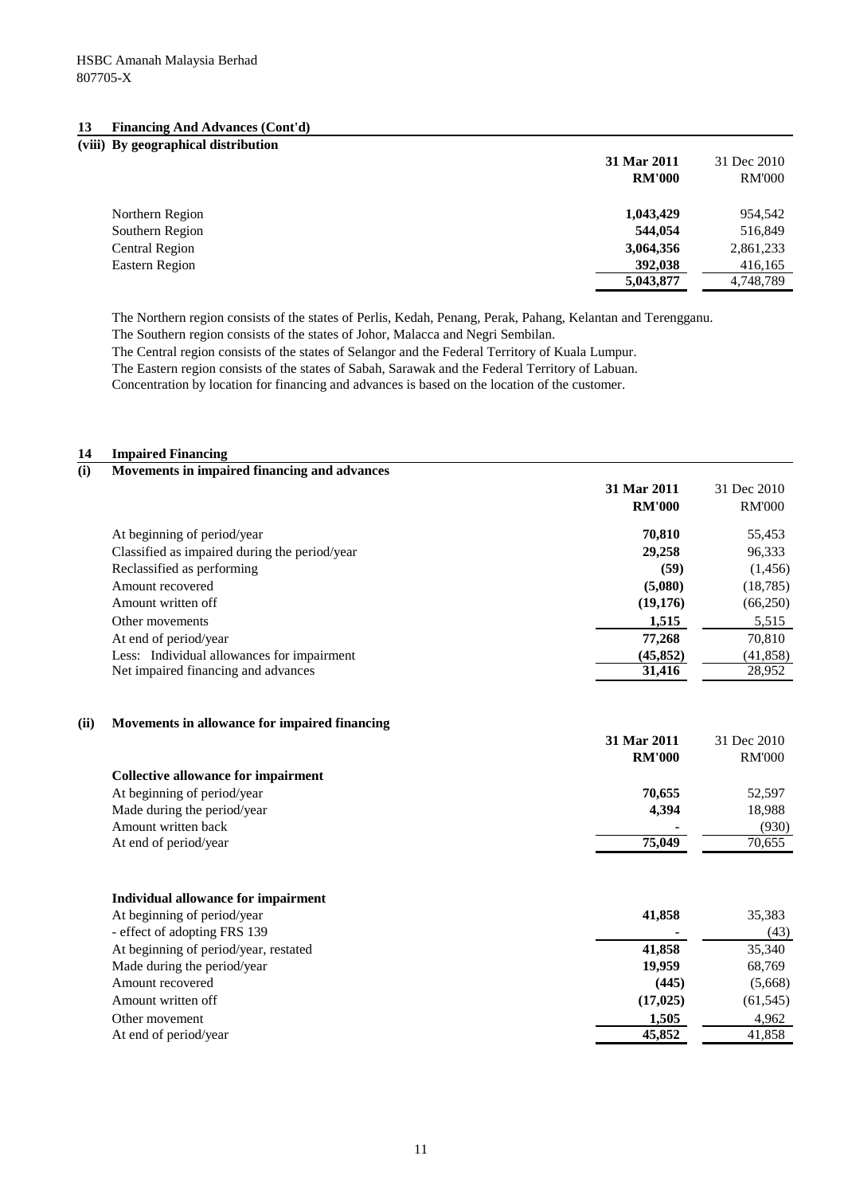HSBC Amanah Malaysia Berhad
807705-X

## 13 Financing And Advances (Cont'd)

### (viii) By geographical distribution

| | 31 Mar 2011 RM'000 | 31 Dec 2010 RM'000 |
|---|---|---|
| Northern Region | **1,043,429** | 954,542 |
| Southern Region | **544,054** | 516,849 |
| Central Region | **3,064,356** | 2,861,233 |
| Eastern Region | **392,038** | 416,165 |
| | **5,043,877** | 4,748,789 |

The Northern region consists of the states of Perlis, Kedah, Penang, Perak, Pahang, Kelantan and Terengganu.
The Southern region consists of the states of Johor, Malacca and Negri Sembilan.
The Central region consists of the states of Selangor and the Federal Territory of Kuala Lumpur.
The Eastern region consists of the states of Sabah, Sarawak and the Federal Territory of Labuan.
Concentration by location for financing and advances is based on the location of the customer.

## 14 Impaired Financing

### (i) Movements in impaired financing and advances

| | 31 Mar 2011 RM'000 | 31 Dec 2010 RM'000 |
|---|---|---|
| At beginning of period/year | **70,810** | 55,453 |
| Classified as impaired during the period/year | **29,258** | 96,333 |
| Reclassified as performing | **(59)** | (1,456) |
| Amount recovered | **(5,080)** | (18,785) |
| Amount written off | **(19,176)** | (66,250) |
| Other movements | **1,515** | 5,515 |
| At end of period/year | **77,268** | 70,810 |
| Less: Individual allowances for impairment | **(45,852)** | (41,858) |
| Net impaired financing and advances | **31,416** | 28,952 |

### (ii) Movements in allowance for impaired financing

| | 31 Mar 2011 RM'000 | 31 Dec 2010 RM'000 |
|---|---|---|
| **Collective allowance for impairment** | | |
| At beginning of period/year | **70,655** | 52,597 |
| Made during the period/year | **4,394** | 18,988 |
| Amount written back | **-** | (930) |
| At end of period/year | **75,049** | 70,655 |

| | 31 Mar 2011 RM'000 | 31 Dec 2010 RM'000 |
|---|---|---|
| **Individual allowance for impairment** | | |
| At beginning of period/year | **41,858** | 35,383 |
| - effect of adopting FRS 139 | **-** | (43) |
| At beginning of period/year, restated | **41,858** | 35,340 |
| Made during the period/year | **19,959** | 68,769 |
| Amount recovered | **(445)** | (5,668) |
| Amount written off | **(17,025)** | (61,545) |
| Other movement | **1,505** | 4,962 |
| At end of period/year | **45,852** | 41,858 |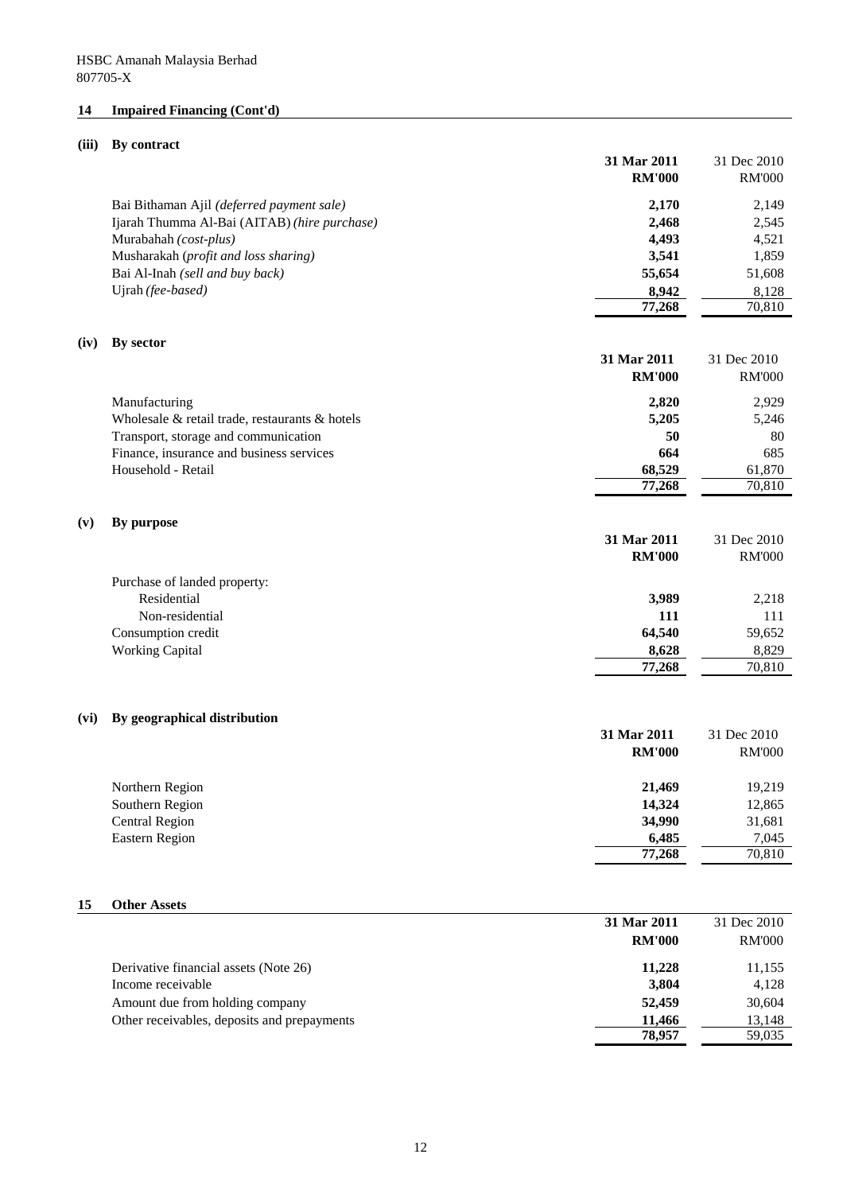HSBC Amanah Malaysia Berhad
807705-X

## 14 Impaired Financing (Cont'd)

### (iii) By contract

| | 31 Mar 2011 RM'000 | 31 Dec 2010 RM'000 |
|---|---|---|
| Bai Bithaman Ajil *(deferred payment sale)* | **2,170** | 2,149 |
| Ijarah Thumma Al-Bai (AITAB) *(hire purchase)* | **2,468** | 2,545 |
| Murabahah *(cost-plus)* | **4,493** | 4,521 |
| Musharakah (*profit and loss sharing)* | **3,541** | 1,859 |
| Bai Al-Inah *(sell and buy back)* | **55,654** | 51,608 |
| Ujrah *(fee-based)* | **8,942** | 8,128 |
| | **77,268** | 70,810 |

### (iv) By sector

| | 31 Mar 2011 RM'000 | 31 Dec 2010 RM'000 |
|---|---|---|
| Manufacturing | **2,820** | 2,929 |
| Wholesale & retail trade, restaurants & hotels | **5,205** | 5,246 |
| Transport, storage and communication | **50** | 80 |
| Finance, insurance and business services | **664** | 685 |
| Household - Retail | **68,529** | 61,870 |
| | **77,268** | 70,810 |

### (v) By purpose

| | 31 Mar 2011 RM'000 | 31 Dec 2010 RM'000 |
|---|---|---|
| Purchase of landed property: | | |
| Residential | **3,989** | 2,218 |
| Non-residential | **111** | 111 |
| Consumption credit | **64,540** | 59,652 |
| Working Capital | **8,628** | 8,829 |
| | **77,268** | 70,810 |

### (vi) By geographical distribution

| | 31 Mar 2011 RM'000 | 31 Dec 2010 RM'000 |
|---|---|---|
| Northern Region | **21,469** | 19,219 |
| Southern Region | **14,324** | 12,865 |
| Central Region | **34,990** | 31,681 |
| Eastern Region | **6,485** | 7,045 |
| | **77,268** | 70,810 |

## 15 Other Assets

| | 31 Mar 2011 RM'000 | 31 Dec 2010 RM'000 |
|---|---|---|
| Derivative financial assets (Note 26) | **11,228** | 11,155 |
| Income receivable | **3,804** | 4,128 |
| Amount due from holding company | **52,459** | 30,604 |
| Other receivables, deposits and prepayments | **11,466** | 13,148 |
| | **78,957** | 59,035 |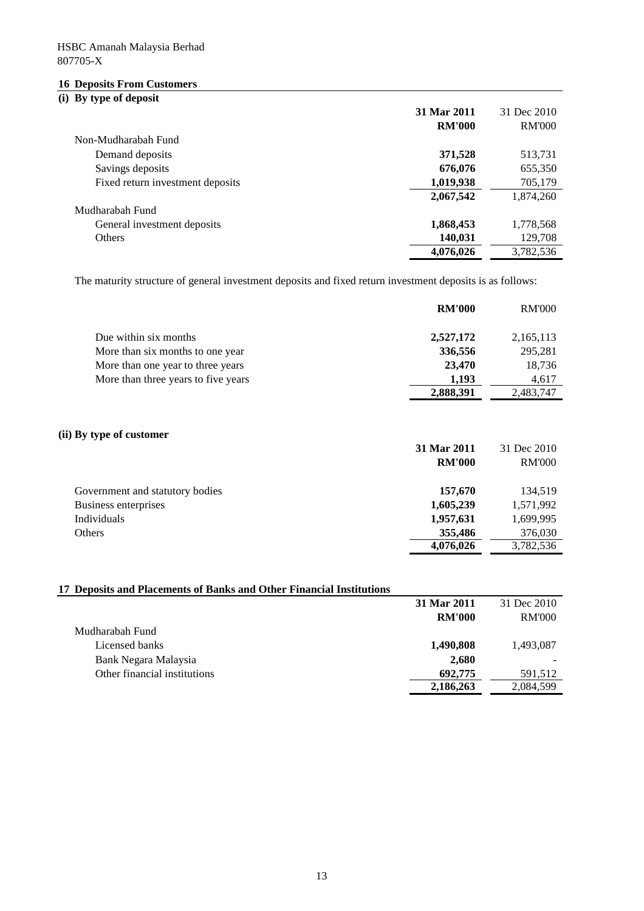HSBC Amanah Malaysia Berhad
807705-X

## 16 Deposits From Customers

### (i) By type of deposit

| | 31 Mar 2011 RM'000 | 31 Dec 2010 RM'000 |
|---|---|---|
| Non-Mudharabah Fund | | |
| Demand deposits | **371,528** | 513,731 |
| Savings deposits | **676,076** | 655,350 |
| Fixed return investment deposits | **1,019,938** | 705,179 |
| | **2,067,542** | 1,874,260 |
| Mudharabah Fund | | |
| General investment deposits | **1,868,453** | 1,778,568 |
| Others | **140,031** | 129,708 |
| | **4,076,026** | 3,782,536 |

The maturity structure of general investment deposits and fixed return investment deposits is as follows:

| | RM'000 | RM'000 |
|---|---|---|
| Due within six months | **2,527,172** | 2,165,113 |
| More than six months to one year | **336,556** | 295,281 |
| More than one year to three years | **23,470** | 18,736 |
| More than three years to five years | **1,193** | 4,617 |
| | **2,888,391** | 2,483,747 |

### (ii) By type of customer

| | 31 Mar 2011 RM'000 | 31 Dec 2010 RM'000 |
|---|---|---|
| Government and statutory bodies | **157,670** | 134,519 |
| Business enterprises | **1,605,239** | 1,571,992 |
| Individuals | **1,957,631** | 1,699,995 |
| Others | **355,486** | 376,030 |
| | **4,076,026** | 3,782,536 |

## 17 Deposits and Placements of Banks and Other Financial Institutions

| | 31 Mar 2011 RM'000 | 31 Dec 2010 RM'000 |
|---|---|---|
| Mudharabah Fund | | |
| Licensed banks | **1,490,808** | 1,493,087 |
| Bank Negara Malaysia | **2,680** | - |
| Other financial institutions | **692,775** | 591,512 |
| | **2,186,263** | 2,084,599 |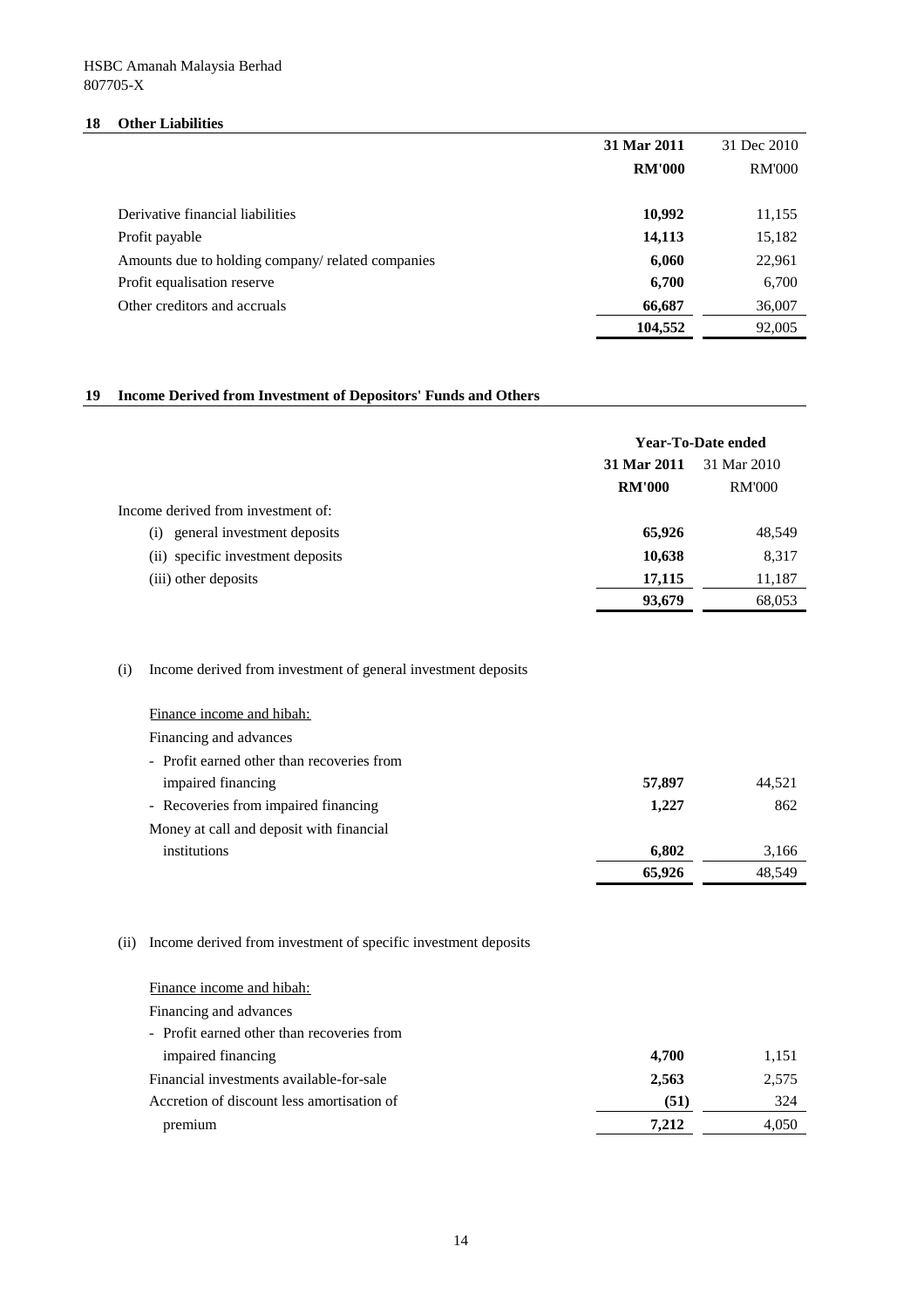HSBC Amanah Malaysia Berhad
807705-X

## 18 Other Liabilities

| | 31 Mar 2011 | 31 Dec 2010 |
|---|---|---|
| | RM'000 | RM'000 |
| Derivative financial liabilities | 10,992 | 11,155 |
| Profit payable | 14,113 | 15,182 |
| Amounts due to holding company/ related companies | 6,060 | 22,961 |
| Profit equalisation reserve | 6,700 | 6,700 |
| Other creditors and accruals | 66,687 | 36,007 |
| | 104,552 | 92,005 |

## 19 Income Derived from Investment of Depositors' Funds and Others

| | Year-To-Date ended | |
|---|---|---|
| | 31 Mar 2011 | 31 Mar 2010 |
| | RM'000 | RM'000 |
| Income derived from investment of: | | |
| (i) general investment deposits | 65,926 | 48,549 |
| (ii) specific investment deposits | 10,638 | 8,317 |
| (iii) other deposits | 17,115 | 11,187 |
| | 93,679 | 68,053 |

(i) Income derived from investment of general investment deposits

| | 31 Mar 2011 | 31 Mar 2010 |
|---|---|---|
| Finance income and hibah: | | |
| Financing and advances | | |
| - Profit earned other than recoveries from impaired financing | 57,897 | 44,521 |
| - Recoveries from impaired financing | 1,227 | 862 |
| Money at call and deposit with financial institutions | 6,802 | 3,166 |
| | 65,926 | 48,549 |

(ii) Income derived from investment of specific investment deposits

| | 31 Mar 2011 | 31 Mar 2010 |
|---|---|---|
| Finance income and hibah: | | |
| Financing and advances | | |
| - Profit earned other than recoveries from impaired financing | 4,700 | 1,151 |
| Financial investments available-for-sale | 2,563 | 2,575 |
| Accretion of discount less amortisation of premium | (51) | 324 |
| | 7,212 | 4,050 |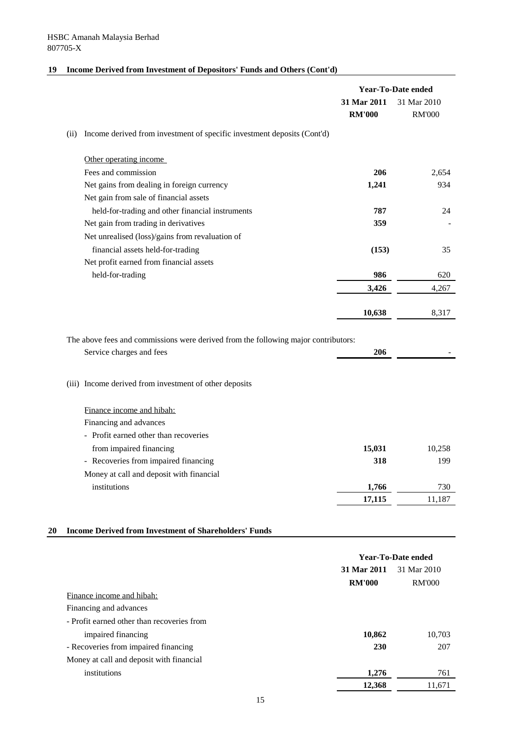HSBC Amanah Malaysia Berhad
807705-X

## 19 Income Derived from Investment of Depositors' Funds and Others (Cont'd)

| | Year-To-Date ended | |
|---|---|---|
| | **31 Mar 2011** | 31 Mar 2010 |
| | **RM'000** | RM'000 |
| (ii) Income derived from investment of specific investment deposits (Cont'd) | | |
| Other operating income | | |
| Fees and commission | **206** | 2,654 |
| Net gains from dealing in foreign currency | **1,241** | 934 |
| Net gain from sale of financial assets held-for-trading and other financial instruments | **787** | 24 |
| Net gain from trading in derivatives | **359** | - |
| Net unrealised (loss)/gains from revaluation of financial assets held-for-trading | **(153)** | 35 |
| Net profit earned from financial assets held-for-trading | **986** | 620 |
| | **3,426** | 4,267 |
| | **10,638** | 8,317 |

The above fees and commissions were derived from the following major contributors:

| | | |
|---|---|---|
| Service charges and fees | **206** | - |

(iii) Income derived from investment of other deposits

| | | |
|---|---|---|
| Finance income and hibah: | | |
| Financing and advances | | |
| - Profit earned other than recoveries from impaired financing | **15,031** | 10,258 |
| - Recoveries from impaired financing | **318** | 199 |
| Money at call and deposit with financial institutions | **1,766** | 730 |
| | **17,115** | 11,187 |

## 20 Income Derived from Investment of Shareholders' Funds

| | Year-To-Date ended | |
|---|---|---|
| | **31 Mar 2011** | 31 Mar 2010 |
| | **RM'000** | RM'000 |
| Finance income and hibah: | | |
| Financing and advances | | |
| - Profit earned other than recoveries from impaired financing | **10,862** | 10,703 |
| - Recoveries from impaired financing | **230** | 207 |
| Money at call and deposit with financial institutions | **1,276** | 761 |
| | **12,368** | 11,671 |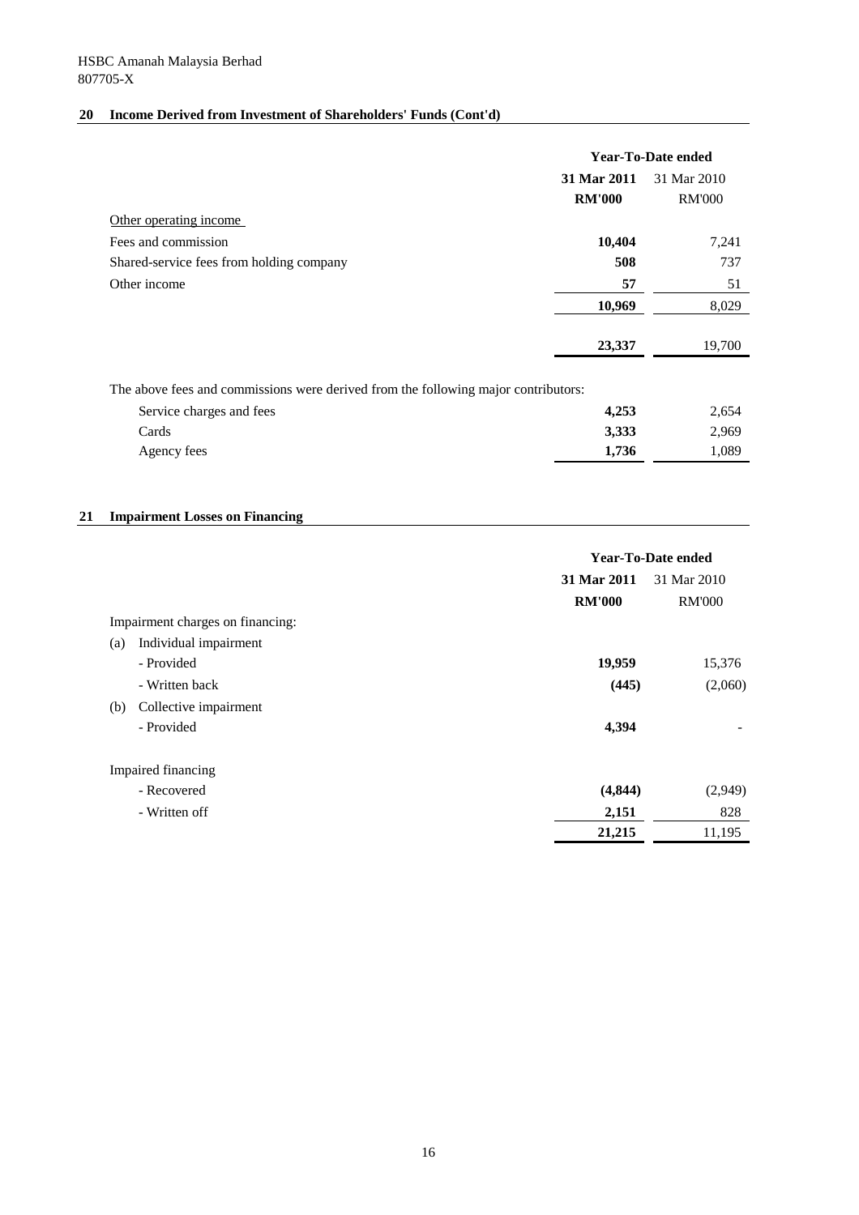HSBC Amanah Malaysia Berhad
807705-X

## 20 Income Derived from Investment of Shareholders' Funds (Cont'd)

| | Year-To-Date ended | |
|---|---|---|
| | **31 Mar 2011** | 31 Mar 2010 |
| | **RM'000** | RM'000 |
| Other operating income | | |
| Fees and commission | **10,404** | 7,241 |
| Shared-service fees from holding company | **508** | 737 |
| Other income | **57** | 51 |
| | **10,969** | 8,029 |
| | **23,337** | 19,700 |
| The above fees and commissions were derived from the following major contributors: | | |
| Service charges and fees | **4,253** | 2,654 |
| Cards | **3,333** | 2,969 |
| Agency fees | **1,736** | 1,089 |

## 21 Impairment Losses on Financing

| | Year-To-Date ended | |
|---|---|---|
| | **31 Mar 2011** | 31 Mar 2010 |
| | **RM'000** | RM'000 |
| Impairment charges on financing: | | |
| (a) Individual impairment | | |
| - Provided | **19,959** | 15,376 |
| - Written back | **(445)** | (2,060) |
| (b) Collective impairment | | |
| - Provided | **4,394** | - |
| Impaired financing | | |
| - Recovered | **(4,844)** | (2,949) |
| - Written off | **2,151** | 828 |
| | **21,215** | 11,195 |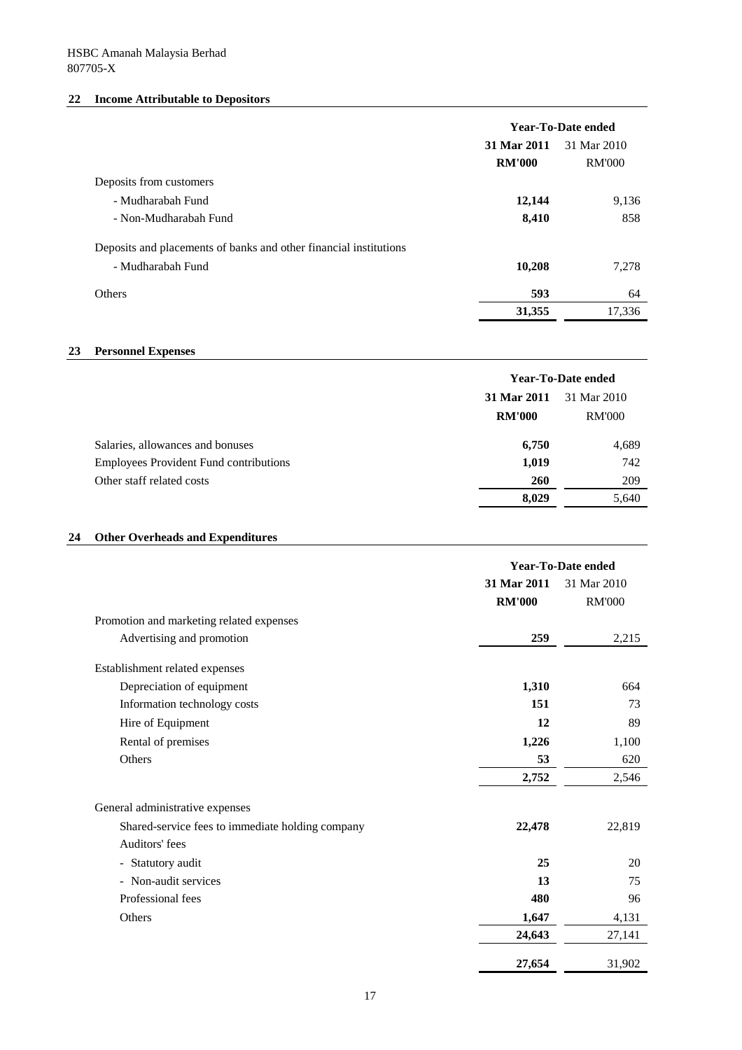HSBC Amanah Malaysia Berhad
807705-X

## 22 Income Attributable to Depositors

| | Year-To-Date ended | |
|---|---|---|
| | **31 Mar 2011** | 31 Mar 2010 |
| | **RM'000** | RM'000 |
| Deposits from customers | | |
| - Mudharabah Fund | **12,144** | 9,136 |
| - Non-Mudharabah Fund | **8,410** | 858 |
| Deposits and placements of banks and other financial institutions | | |
| - Mudharabah Fund | **10,208** | 7,278 |
| Others | **593** | 64 |
| | **31,355** | 17,336 |

## 23 Personnel Expenses

| | Year-To-Date ended | |
|---|---|---|
| | **31 Mar 2011** | 31 Mar 2010 |
| | **RM'000** | RM'000 |
| Salaries, allowances and bonuses | **6,750** | 4,689 |
| Employees Provident Fund contributions | **1,019** | 742 |
| Other staff related costs | **260** | 209 |
| | **8,029** | 5,640 |

## 24 Other Overheads and Expenditures

| | Year-To-Date ended | |
|---|---|---|
| | **31 Mar 2011** | 31 Mar 2010 |
| | **RM'000** | RM'000 |
| Promotion and marketing related expenses | | |
| Advertising and promotion | **259** | 2,215 |
| Establishment related expenses | | |
| Depreciation of equipment | **1,310** | 664 |
| Information technology costs | **151** | 73 |
| Hire of Equipment | **12** | 89 |
| Rental of premises | **1,226** | 1,100 |
| Others | **53** | 620 |
| | **2,752** | 2,546 |
| General administrative expenses | | |
| Shared-service fees to immediate holding company | **22,478** | 22,819 |
| Auditors' fees | | |
| - Statutory audit | **25** | 20 |
| - Non-audit services | **13** | 75 |
| Professional fees | **480** | 96 |
| Others | **1,647** | 4,131 |
| | **24,643** | 27,141 |
| | **27,654** | 31,902 |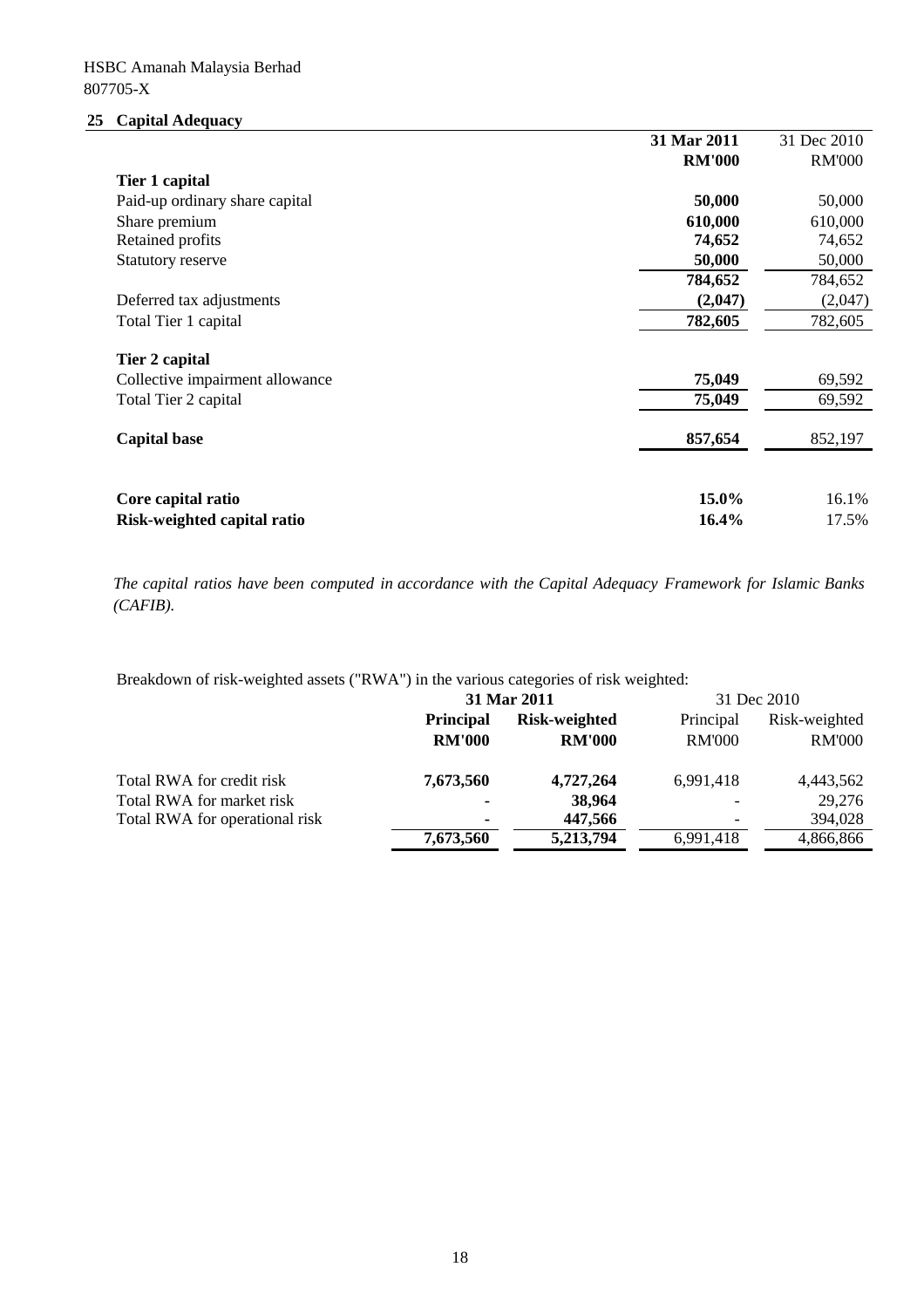HSBC Amanah Malaysia Berhad
807705-X

## 25 Capital Adequacy

| | 31 Mar 2011 | 31 Dec 2010 |
|---|---|---|
| | RM'000 | RM'000 |
| **Tier 1 capital** | | |
| Paid-up ordinary share capital | **50,000** | 50,000 |
| Share premium | **610,000** | 610,000 |
| Retained profits | **74,652** | 74,652 |
| Statutory reserve | **50,000** | 50,000 |
| | **784,652** | 784,652 |
| Deferred tax adjustments | **(2,047)** | (2,047) |
| Total Tier 1 capital | **782,605** | 782,605 |
| **Tier 2 capital** | | |
| Collective impairment allowance | **75,049** | 69,592 |
| Total Tier 2 capital | **75,049** | 69,592 |
| **Capital base** | **857,654** | 852,197 |
| **Core capital ratio** | **15.0%** | 16.1% |
| **Risk-weighted capital ratio** | **16.4%** | 17.5% |

*The capital ratios have been computed in accordance with the Capital Adequacy Framework for Islamic Banks (CAFIB).*

Breakdown of risk-weighted assets ("RWA") in the various categories of risk weighted:

| | 31 Mar 2011 | | 31 Dec 2010 | |
|---|---|---|---|---|
| | Principal | Risk-weighted | Principal | Risk-weighted |
| | RM'000 | RM'000 | RM'000 | RM'000 |
| Total RWA for credit risk | **7,673,560** | **4,727,264** | 6,991,418 | 4,443,562 |
| Total RWA for market risk | **-** | **38,964** | - | 29,276 |
| Total RWA for operational risk | **-** | **447,566** | - | 394,028 |
| | **7,673,560** | **5,213,794** | 6,991,418 | 4,866,866 |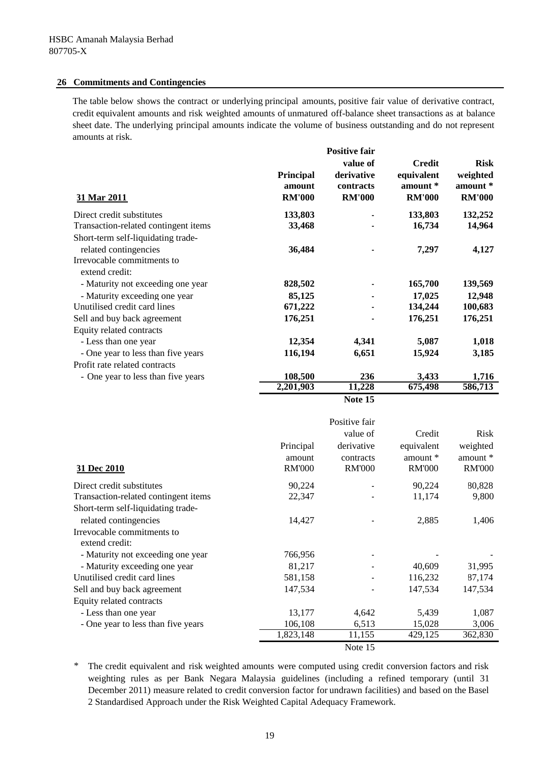HSBC Amanah Malaysia Berhad
807705-X

## 26 Commitments and Contingencies

The table below shows the contract or underlying principal amounts, positive fair value of derivative contract, credit equivalent amounts and risk weighted amounts of unmatured off-balance sheet transactions as at balance sheet date. The underlying principal amounts indicate the volume of business outstanding and do not represent amounts at risk.

| **31 Mar 2011** | **Principal amount RM'000** | **Positive fair value of derivative contracts RM'000** | **Credit equivalent amount * RM'000** | **Risk weighted amount * RM'000** |
|---|---|---|---|---|
| Direct credit substitutes | **133,803** | **-** | **133,803** | **132,252** |
| Transaction-related contingent items | **33,468** | **-** | **16,734** | **14,964** |
| Short-term self-liquidating trade-related contingencies | **36,484** | **-** | **7,297** | **4,127** |
| Irrevocable commitments to extend credit: | | | | |
| - Maturity not exceeding one year | **828,502** | **-** | **165,700** | **139,569** |
| - Maturity exceeding one year | **85,125** | **-** | **17,025** | **12,948** |
| Unutilised credit card lines | **671,222** | **-** | **134,244** | **100,683** |
| Sell and buy back agreement | **176,251** | **-** | **176,251** | **176,251** |
| Equity related contracts | | | | |
| - Less than one year | **12,354** | **4,341** | **5,087** | **1,018** |
| - One year to less than five years | **116,194** | **6,651** | **15,924** | **3,185** |
| Profit rate related contracts | | | | |
| - One year to less than five years | **108,500** | **236** | **3,433** | **1,716** |
| | **2,201,903** | **11,228** | **675,498** | **586,713** |
| | | **Note 15** | | |

| 31 Dec 2010 | Principal amount RM'000 | Positive fair value of derivative contracts RM'000 | Credit equivalent amount * RM'000 | Risk weighted amount * RM'000 |
|---|---|---|---|---|
| Direct credit substitutes | 90,224 | - | 90,224 | 80,828 |
| Transaction-related contingent items | 22,347 | - | 11,174 | 9,800 |
| Short-term self-liquidating trade-related contingencies | 14,427 | - | 2,885 | 1,406 |
| Irrevocable commitments to extend credit: | | | | |
| - Maturity not exceeding one year | 766,956 | - | - | - |
| - Maturity exceeding one year | 81,217 | - | 40,609 | 31,995 |
| Unutilised credit card lines | 581,158 | - | 116,232 | 87,174 |
| Sell and buy back agreement | 147,534 | - | 147,534 | 147,534 |
| Equity related contracts | | | | |
| - Less than one year | 13,177 | 4,642 | 5,439 | 1,087 |
| - One year to less than five years | 106,108 | 6,513 | 15,028 | 3,006 |
| | 1,823,148 | 11,155 | 429,125 | 362,830 |
| | | Note 15 | | |

\* The credit equivalent and risk weighted amounts were computed using credit conversion factors and risk weighting rules as per Bank Negara Malaysia guidelines (including a refined temporary (until 31 December 2011) measure related to credit conversion factor for undrawn facilities) and based on the Basel 2 Standardised Approach under the Risk Weighted Capital Adequacy Framework.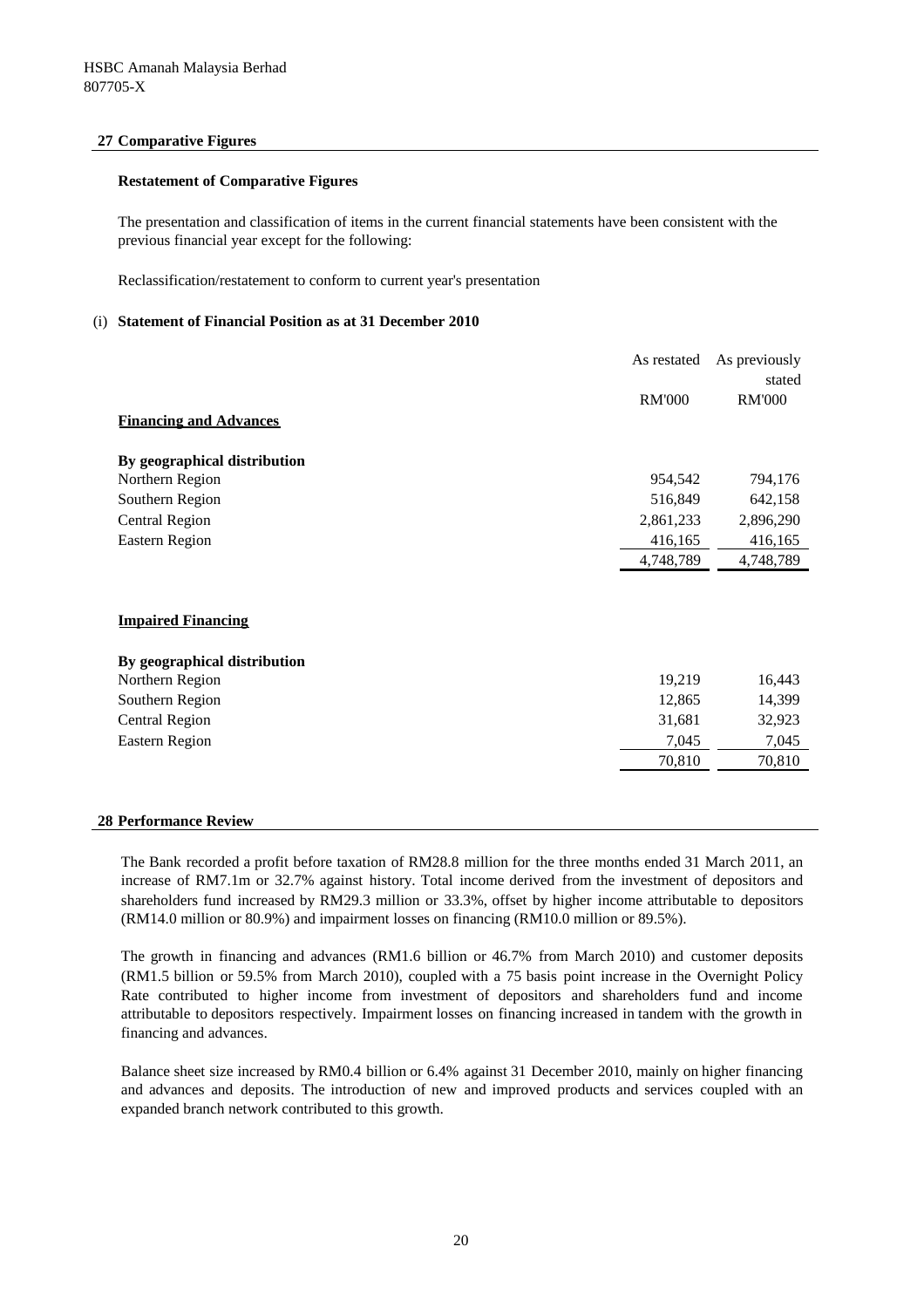HSBC Amanah Malaysia Berhad
807705-X

## 27 Comparative Figures

**Restatement of Comparative Figures**

The presentation and classification of items in the current financial statements have been consistent with the previous financial year except for the following:

Reclassification/restatement to conform to current year's presentation

(i) **Statement of Financial Position as at 31 December 2010**

| | As restated | As previously stated |
|---|---|---|
| | RM'000 | RM'000 |
| **Financing and Advances** | | |
| **By geographical distribution** | | |
| Northern Region | 954,542 | 794,176 |
| Southern Region | 516,849 | 642,158 |
| Central Region | 2,861,233 | 2,896,290 |
| Eastern Region | 416,165 | 416,165 |
| | 4,748,789 | 4,748,789 |
| **Impaired Financing** | | |
| **By geographical distribution** | | |
| Northern Region | 19,219 | 16,443 |
| Southern Region | 12,865 | 14,399 |
| Central Region | 31,681 | 32,923 |
| Eastern Region | 7,045 | 7,045 |
| | 70,810 | 70,810 |

## 28 Performance Review

The Bank recorded a profit before taxation of RM28.8 million for the three months ended 31 March 2011, an increase of RM7.1m or 32.7% against history. Total income derived from the investment of depositors and shareholders fund increased by RM29.3 million or 33.3%, offset by higher income attributable to depositors (RM14.0 million or 80.9%) and impairment losses on financing (RM10.0 million or 89.5%).

The growth in financing and advances (RM1.6 billion or 46.7% from March 2010) and customer deposits (RM1.5 billion or 59.5% from March 2010), coupled with a 75 basis point increase in the Overnight Policy Rate contributed to higher income from investment of depositors and shareholders fund and income attributable to depositors respectively. Impairment losses on financing increased in tandem with the growth in financing and advances.

Balance sheet size increased by RM0.4 billion or 6.4% against 31 December 2010, mainly on higher financing and advances and deposits. The introduction of new and improved products and services coupled with an expanded branch network contributed to this growth.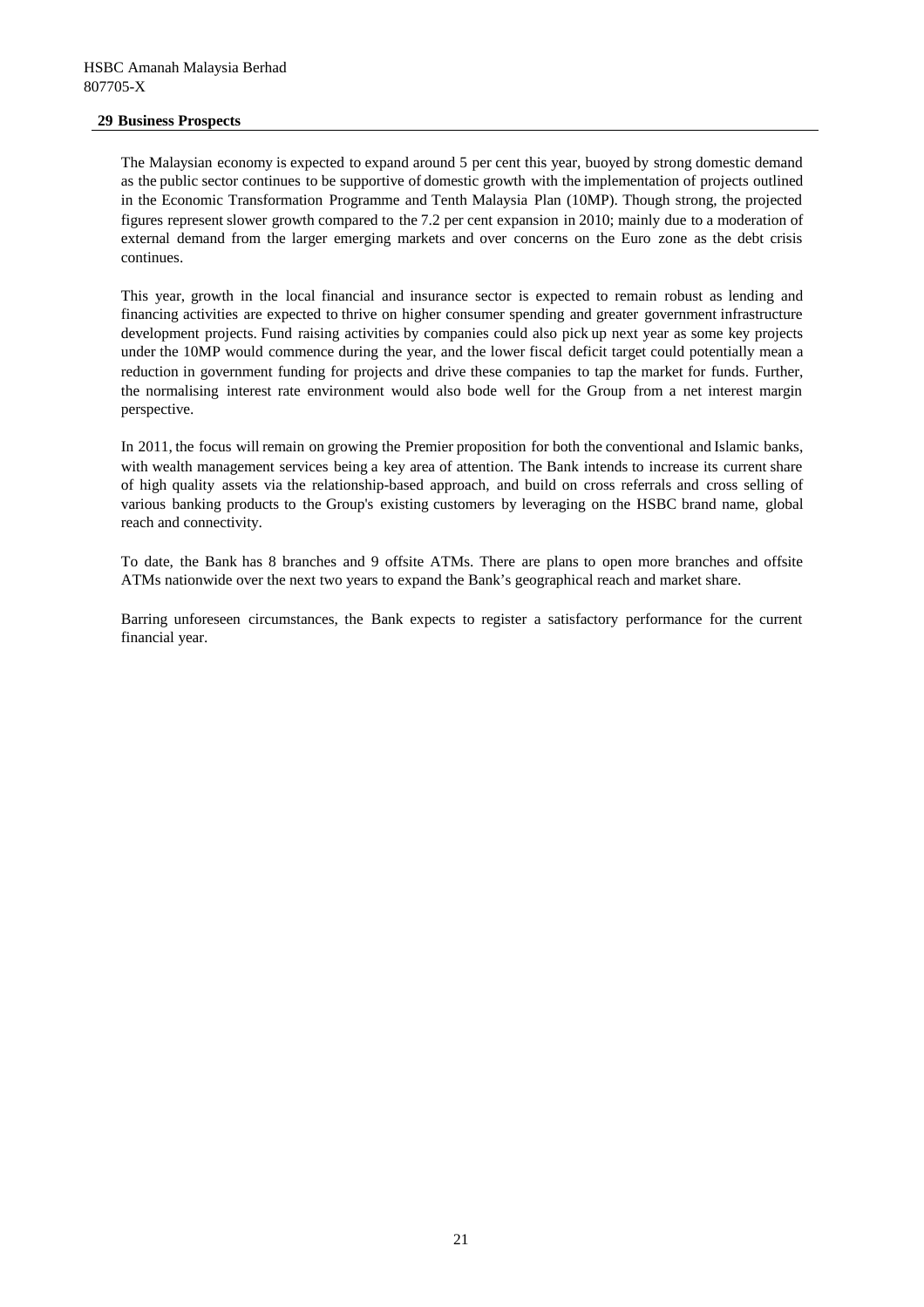## 29 Business Prospects

The Malaysian economy is expected to expand around 5 per cent this year, buoyed by strong domestic demand as the public sector continues to be supportive of domestic growth with the implementation of projects outlined in the Economic Transformation Programme and Tenth Malaysia Plan (10MP). Though strong, the projected figures represent slower growth compared to the 7.2 per cent expansion in 2010; mainly due to a moderation of external demand from the larger emerging markets and over concerns on the Euro zone as the debt crisis continues.

This year, growth in the local financial and insurance sector is expected to remain robust as lending and financing activities are expected to thrive on higher consumer spending and greater government infrastructure development projects. Fund raising activities by companies could also pick up next year as some key projects under the 10MP would commence during the year, and the lower fiscal deficit target could potentially mean a reduction in government funding for projects and drive these companies to tap the market for funds. Further, the normalising interest rate environment would also bode well for the Group from a net interest margin perspective.

In 2011, the focus will remain on growing the Premier proposition for both the conventional and Islamic banks, with wealth management services being a key area of attention. The Bank intends to increase its current share of high quality assets via the relationship-based approach, and build on cross referrals and cross selling of various banking products to the Group's existing customers by leveraging on the HSBC brand name, global reach and connectivity.

To date, the Bank has 8 branches and 9 offsite ATMs. There are plans to open more branches and offsite ATMs nationwide over the next two years to expand the Bank's geographical reach and market share.

Barring unforeseen circumstances, the Bank expects to register a satisfactory performance for the current financial year.